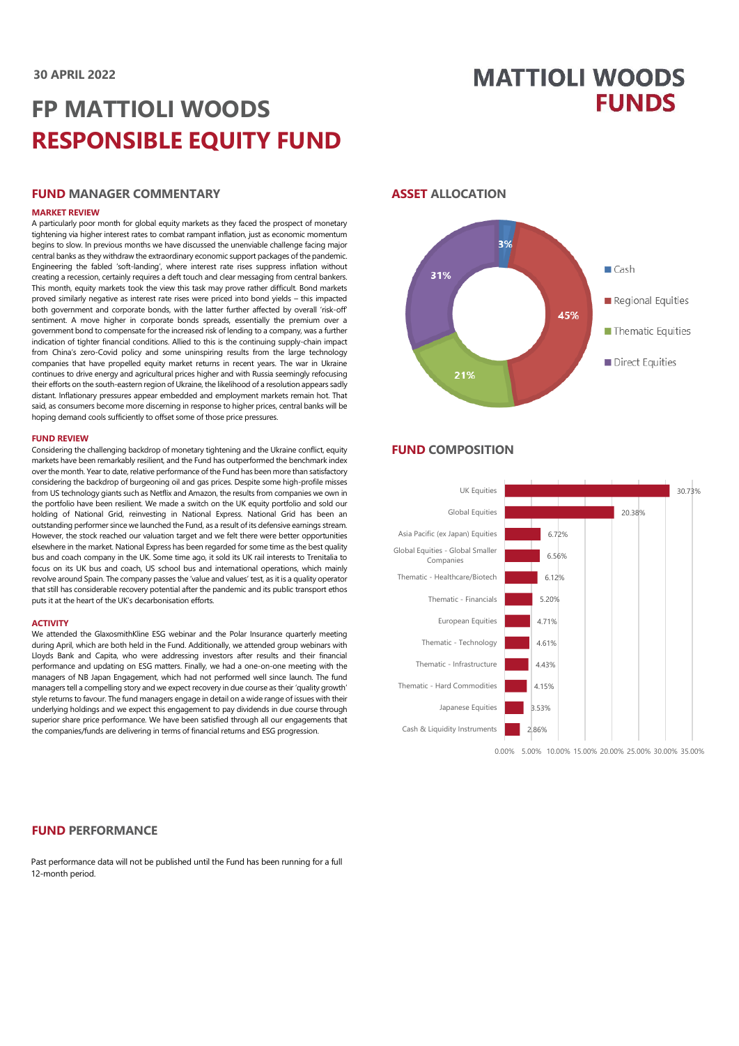30 APRIL 2022

# FP MATTIOLI WOODS RESPONSIBLE EQUITY FUND

MATTIOLI WOODS FUNDS

## FUND MANAGER COMMENTARY

### MARKET REVIEW

A particularly poor month for global equity markets as they faced the prospect of monetary tightening via higher interest rates to combat rampant inflation, just as economic momentum begins to slow. In previous months we have discussed the unenviable challenge facing major central banks as they withdraw the extraordinary economic support packages of the pandemic. Engineering the fabled 'soft-landing', where interest rate rises suppress inflation without creating a recession, certainly requires a deft touch and clear messaging from central bankers. This month, equity markets took the view this task may prove rather difficult. Bond markets proved similarly negative as interest rate rises were priced into bond yields – this impacted both government and corporate bonds, with the latter further affected by overall 'risk-off' sentiment. A move higher in corporate bonds spreads, essentially the premium over a government bond to compensate for the increased risk of lending to a company, was a further indication of tighter financial conditions. Allied to this is the continuing supply-chain impact from China's zero-Covid policy and some uninspiring results from the large technology companies that have propelled equity market returns in recent years. The war in Ukraine continues to drive energy and agricultural prices higher and with Russia seemingly refocusing their efforts on the south-eastern region of Ukraine, the likelihood of a resolution appears sadly distant. Inflationary pressures appear embedded and employment markets remain hot. That said, as consumers become more discerning in response to higher prices, central banks will be hoping demand cools sufficiently to offset some of those price pressures.

### FUND REVIEW

Considering the challenging backdrop of monetary tightening and the Ukraine conflict, equity markets have been remarkably resilient, and the Fund has outperformed the benchmark index over the month. Year to date, relative performance of the Fund has been more than satisfactory considering the backdrop of burgeoning oil and gas prices. Despite some high-profile misses from US technology giants such as Netflix and Amazon, the results from companies we own in the portfolio have been resilient. We made a switch on the UK equity portfolio and sold our holding of National Grid, reinvesting in National Express. National Grid has been an outstanding performer since we launched the Fund, as a result of its defensive earnings stream. However, the stock reached our valuation target and we felt there were better opportunities elsewhere in the market. National Express has been regarded for some time as the best quality bus and coach company in the UK. Some time ago, it sold its UK rail interests to Trenitalia to focus on its UK bus and coach, US school bus and international operations, which mainly revolve around Spain. The company passes the 'value and values' test, as it is a quality operator that still has considerable recovery potential after the pandemic and its public transport ethos puts it at the heart of the UK's decarbonisation efforts.

### ACTIVITY

We attended the GlaxosmithKline ESG webinar and the Polar Insurance quarterly meeting during April, which are both held in the Fund. Additionally, we attended group webinars with Lloyds Bank and Capita, who were addressing investors after results and their financial performance and updating on ESG matters. Finally, we had a one-on-one meeting with the managers of NB Japan Engagement, which had not performed well since launch. The fund managers tell a compelling story and we expect recovery in due course as their 'quality growth' style returns to favour. The fund managers engage in detail on a wide range of issues with their underlying holdings and we expect this engagement to pay dividends in due course through superior share price performance. We have been satisfied through all our engagements that the companies/funds are delivering in terms of financial returns and ESG progression.

## ASSET ALLOCATION

| Asset | Allocation |
|---|---|
| Cash | 3% |
| Regional Equities | 45% |
| Thematic Equities | 21% |
| Direct Equities | 31% |

## FUND COMPOSITION

| Holding | Weight |
|---|---|
| UK Equities | 30.73% |
| Global Equities | 20.38% |
| Asia Pacific (ex Japan) Equities | 6.72% |
| Global Equities - Global Smaller Companies | 6.56% |
| Thematic - Healthcare/Biotech | 6.12% |
| Thematic - Financials | 5.20% |
| European Equities | 4.71% |
| Thematic - Technology | 4.61% |
| Thematic - Infrastructure | 4.43% |
| Thematic - Hard Commodities | 4.15% |
| Japanese Equities | 3.53% |
| Cash & Liquidity Instruments | 2.86% |

## FUND PERFORMANCE

Past performance data will not be published until the Fund has been running for a full 12-month period.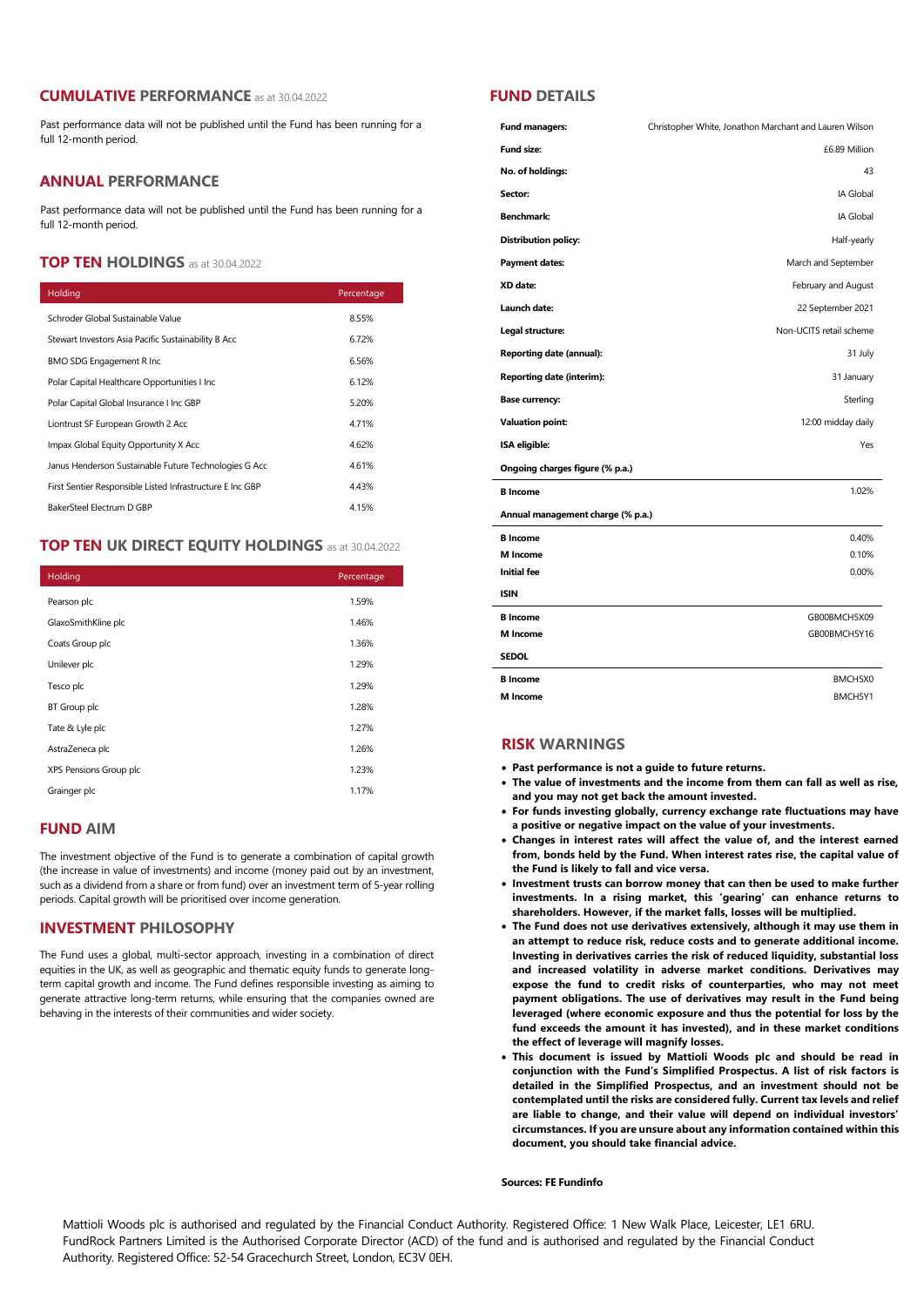## CUMULATIVE PERFORMANCE as at 30.04.2022

Past performance data will not be published until the Fund has been running for a full 12-month period.

## ANNUAL PERFORMANCE

Past performance data will not be published until the Fund has been running for a full 12-month period.

## TOP TEN HOLDINGS as at 30.04.2022

| Holding | Percentage |
|---|---|
| Schroder Global Sustainable Value | 8.55% |
| Stewart Investors Asia Pacific Sustainability B Acc | 6.72% |
| BMO SDG Engagement R Inc | 6.56% |
| Polar Capital Healthcare Opportunities I Inc | 6.12% |
| Polar Capital Global Insurance I Inc GBP | 5.20% |
| Liontrust SF European Growth 2 Acc | 4.71% |
| Impax Global Equity Opportunity X Acc | 4.62% |
| Janus Henderson Sustainable Future Technologies G Acc | 4.61% |
| First Sentier Responsible Listed Infrastructure E Inc GBP | 4.43% |
| BakerSteel Electrum D GBP | 4.15% |

## TOP TEN UK DIRECT EQUITY HOLDINGS as at 30.04.2022

| Holding | Percentage |
|---|---|
| Pearson plc | 1.59% |
| GlaxoSmithKline plc | 1.46% |
| Coats Group plc | 1.36% |
| Unilever plc | 1.29% |
| Tesco plc | 1.29% |
| BT Group plc | 1.28% |
| Tate & Lyle plc | 1.27% |
| AstraZeneca plc | 1.26% |
| XPS Pensions Group plc | 1.23% |
| Grainger plc | 1.17% |

## FUND AIM

The investment objective of the Fund is to generate a combination of capital growth (the increase in value of investments) and income (money paid out by an investment, such as a dividend from a share or from fund) over an investment term of 5-year rolling periods. Capital growth will be prioritised over income generation.

## INVESTMENT PHILOSOPHY

The Fund uses a global, multi-sector approach, investing in a combination of direct equities in the UK, as well as geographic and thematic equity funds to generate long-term capital growth and income. The Fund defines responsible investing as aiming to generate attractive long-term returns, while ensuring that the companies owned are behaving in the interests of their communities and wider society.

## FUND DETAILS

| | |
|---|---|
| **Fund managers:** | Christopher White, Jonathon Marchant and Lauren Wilson |
| **Fund size:** | £6.89 Million |
| **No. of holdings:** | 43 |
| **Sector:** | IA Global |
| **Benchmark:** | IA Global |
| **Distribution policy:** | Half-yearly |
| **Payment dates:** | March and September |
| **XD date:** | February and August |
| **Launch date:** | 22 September 2021 |
| **Legal structure:** | Non-UCITS retail scheme |
| **Reporting date (annual):** | 31 July |
| **Reporting date (interim):** | 31 January |
| **Base currency:** | Sterling |
| **Valuation point:** | 12:00 midday daily |
| **ISA eligible:** | Yes |
| **Ongoing charges figure (% p.a.)** | |
| **B Income** | 1.02% |
| **Annual management charge (% p.a.)** | |
| **B Income** | 0.40% |
| **M Income** | 0.10% |
| **Initial fee** | 0.00% |
| **ISIN** | |
| **B Income** | GB00BMCH5X09 |
| **M Income** | GB00BMCH5Y16 |
| **SEDOL** | |
| **B Income** | BMCH5X0 |
| **M Income** | BMCH5Y1 |

## RISK WARNINGS

- **Past performance is not a guide to future returns.**
- **The value of investments and the income from them can fall as well as rise, and you may not get back the amount invested.**
- **For funds investing globally, currency exchange rate fluctuations may have a positive or negative impact on the value of your investments.**
- **Changes in interest rates will affect the value of, and the interest earned from, bonds held by the Fund. When interest rates rise, the capital value of the Fund is likely to fall and vice versa.**
- **Investment trusts can borrow money that can then be used to make further investments. In a rising market, this 'gearing' can enhance returns to shareholders. However, if the market falls, losses will be multiplied.**
- **The Fund does not use derivatives extensively, although it may use them in an attempt to reduce risk, reduce costs and to generate additional income. Investing in derivatives carries the risk of reduced liquidity, substantial loss and increased volatility in adverse market conditions. Derivatives may expose the fund to credit risks of counterparties, who may not meet payment obligations. The use of derivatives may result in the Fund being leveraged (where economic exposure and thus the potential for loss by the fund exceeds the amount it has invested), and in these market conditions the effect of leverage will magnify losses.**
- **This document is issued by Mattioli Woods plc and should be read in conjunction with the Fund's Simplified Prospectus. A list of risk factors is detailed in the Simplified Prospectus, and an investment should not be contemplated until the risks are considered fully. Current tax levels and relief are liable to change, and their value will depend on individual investors' circumstances. If you are unsure about any information contained within this document, you should take financial advice.**

**Sources: FE Fundinfo**

Mattioli Woods plc is authorised and regulated by the Financial Conduct Authority. Registered Office: 1 New Walk Place, Leicester, LE1 6RU. FundRock Partners Limited is the Authorised Corporate Director (ACD) of the fund and is authorised and regulated by the Financial Conduct Authority. Registered Office: 52-54 Gracechurch Street, London, EC3V 0EH.